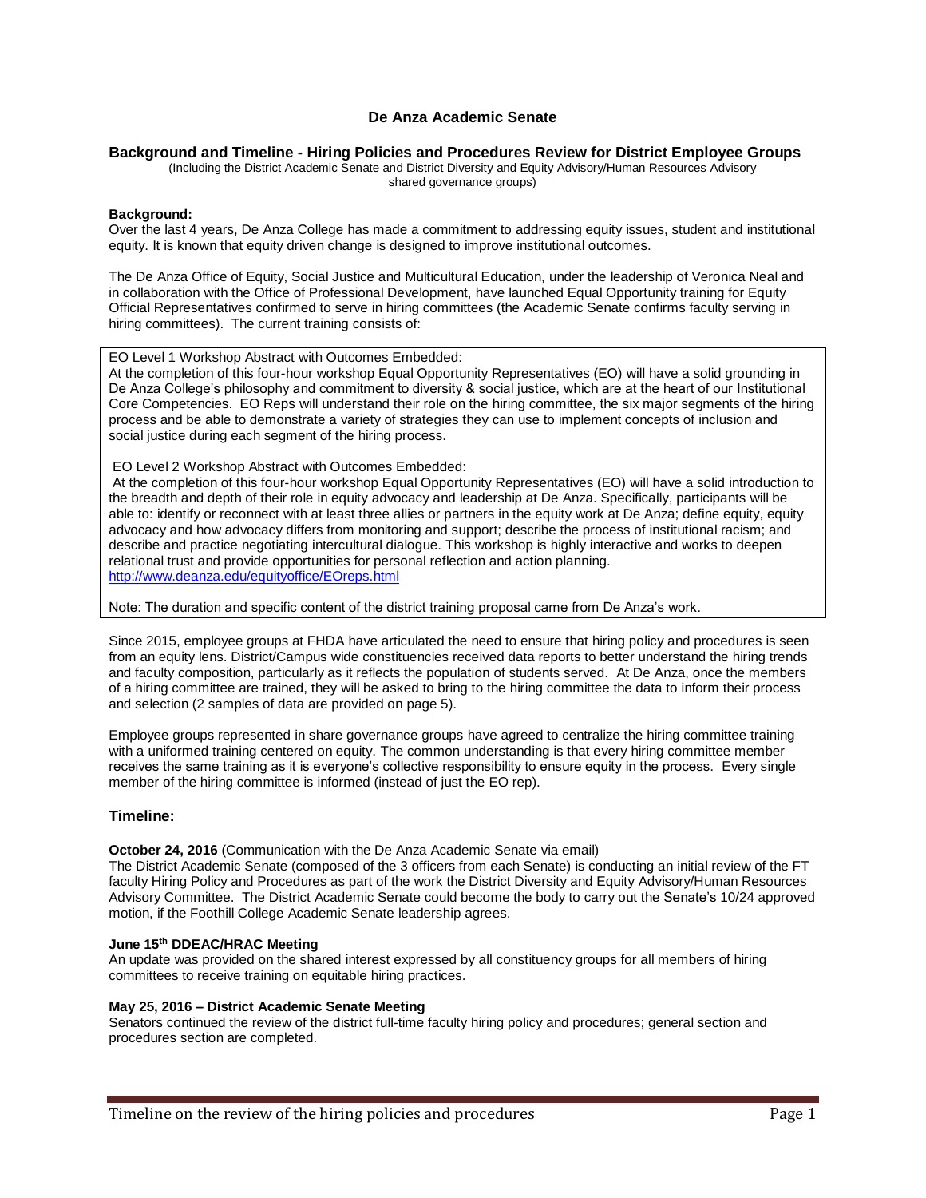# De Anza Academic Senate

## Background and Timeline - Hiring Policies and Procedures Review for District Employee Groups

(Including the District Academic Senate and District Diversity and Equity Advisory/Human Resources Advisory shared governance groups)

**Background:**
Over the last 4 years, De Anza College has made a commitment to addressing equity issues, student and institutional equity. It is known that equity driven change is designed to improve institutional outcomes.

The De Anza Office of Equity, Social Justice and Multicultural Education, under the leadership of Veronica Neal and in collaboration with the Office of Professional Development, have launched Equal Opportunity training for Equity Official Representatives confirmed to serve in hiring committees (the Academic Senate confirms faculty serving in hiring committees). The current training consists of:

> EO Level 1 Workshop Abstract with Outcomes Embedded:
> At the completion of this four-hour workshop Equal Opportunity Representatives (EO) will have a solid grounding in De Anza College's philosophy and commitment to diversity & social justice, which are at the heart of our Institutional Core Competencies. EO Reps will understand their role on the hiring committee, the six major segments of the hiring process and be able to demonstrate a variety of strategies they can use to implement concepts of inclusion and social justice during each segment of the hiring process.
>
> EO Level 2 Workshop Abstract with Outcomes Embedded:
> At the completion of this four-hour workshop Equal Opportunity Representatives (EO) will have a solid introduction to the breadth and depth of their role in equity advocacy and leadership at De Anza. Specifically, participants will be able to: identify or reconnect with at least three allies or partners in the equity work at De Anza; define equity, equity advocacy and how advocacy differs from monitoring and support; describe the process of institutional racism; and describe and practice negotiating intercultural dialogue. This workshop is highly interactive and works to deepen relational trust and provide opportunities for personal reflection and action planning.
> http://www.deanza.edu/equityoffice/EOreps.html
>
> Note: The duration and specific content of the district training proposal came from De Anza's work.

Since 2015, employee groups at FHDA have articulated the need to ensure that hiring policy and procedures is seen from an equity lens. District/Campus wide constituencies received data reports to better understand the hiring trends and faculty composition, particularly as it reflects the population of students served. At De Anza, once the members of a hiring committee are trained, they will be asked to bring to the hiring committee the data to inform their process and selection (2 samples of data are provided on page 5).

Employee groups represented in share governance groups have agreed to centralize the hiring committee training with a uniformed training centered on equity. The common understanding is that every hiring committee member receives the same training as it is everyone's collective responsibility to ensure equity in the process. Every single member of the hiring committee is informed (instead of just the EO rep).

## Timeline:

**October 24, 2016** (Communication with the De Anza Academic Senate via email)
The District Academic Senate (composed of the 3 officers from each Senate) is conducting an initial review of the FT faculty Hiring Policy and Procedures as part of the work the District Diversity and Equity Advisory/Human Resources Advisory Committee. The District Academic Senate could become the body to carry out the Senate's 10/24 approved motion, if the Foothill College Academic Senate leadership agrees.

**June 15th DDEAC/HRAC Meeting**
An update was provided on the shared interest expressed by all constituency groups for all members of hiring committees to receive training on equitable hiring practices.

**May 25, 2016 – District Academic Senate Meeting**
Senators continued the review of the district full-time faculty hiring policy and procedures; general section and procedures section are completed.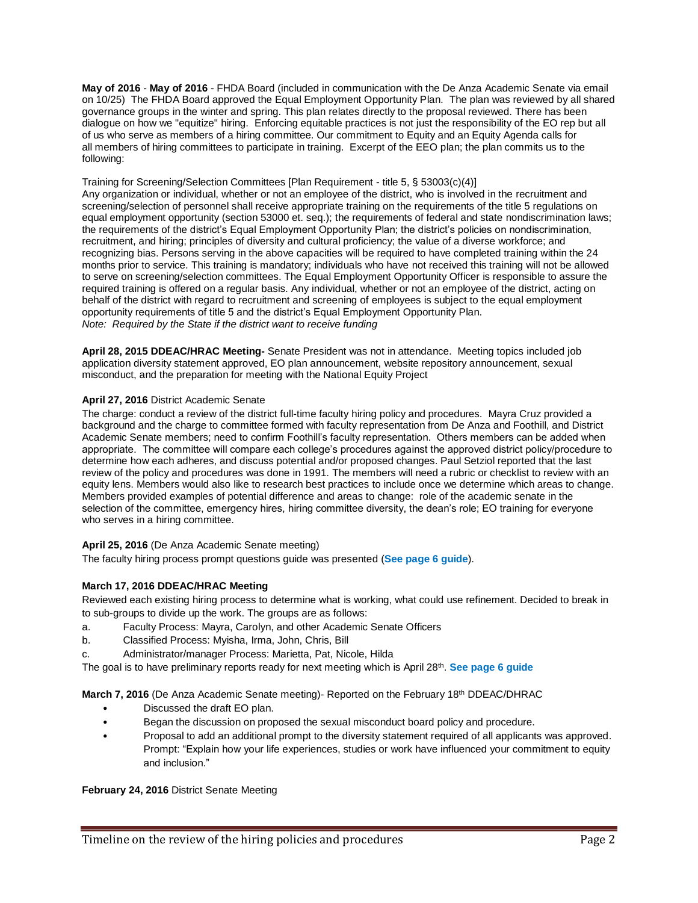**May of 2016** - **May of 2016** - FHDA Board (included in communication with the De Anza Academic Senate via email on 10/25) The FHDA Board approved the Equal Employment Opportunity Plan. The plan was reviewed by all shared governance groups in the winter and spring. This plan relates directly to the proposal reviewed. There has been dialogue on how we "equitize" hiring. Enforcing equitable practices is not just the responsibility of the EO rep but all of us who serve as members of a hiring committee. Our commitment to Equity and an Equity Agenda calls for all members of hiring committees to participate in training. Excerpt of the EEO plan; the plan commits us to the following:

Training for Screening/Selection Committees [Plan Requirement - title 5, § 53003(c)(4)]
Any organization or individual, whether or not an employee of the district, who is involved in the recruitment and screening/selection of personnel shall receive appropriate training on the requirements of the title 5 regulations on equal employment opportunity (section 53000 et. seq.); the requirements of federal and state nondiscrimination laws; the requirements of the district's Equal Employment Opportunity Plan; the district's policies on nondiscrimination, recruitment, and hiring; principles of diversity and cultural proficiency; the value of a diverse workforce; and recognizing bias. Persons serving in the above capacities will be required to have completed training within the 24 months prior to service. This training is mandatory; individuals who have not received this training will not be allowed to serve on screening/selection committees. The Equal Employment Opportunity Officer is responsible to assure the required training is offered on a regular basis. Any individual, whether or not an employee of the district, acting on behalf of the district with regard to recruitment and screening of employees is subject to the equal employment opportunity requirements of title 5 and the district's Equal Employment Opportunity Plan.
*Note: Required by the State if the district want to receive funding*

**April 28, 2015 DDEAC/HRAC Meeting-** Senate President was not in attendance. Meeting topics included job application diversity statement approved, EO plan announcement, website repository announcement, sexual misconduct, and the preparation for meeting with the National Equity Project

**April 27, 2016** District Academic Senate
The charge: conduct a review of the district full-time faculty hiring policy and procedures. Mayra Cruz provided a background and the charge to committee formed with faculty representation from De Anza and Foothill, and District Academic Senate members; need to confirm Foothill's faculty representation. Others members can be added when appropriate. The committee will compare each college's procedures against the approved district policy/procedure to determine how each adheres, and discuss potential and/or proposed changes. Paul Setziol reported that the last review of the policy and procedures was done in 1991. The members will need a rubric or checklist to review with an equity lens. Members would also like to research best practices to include once we determine which areas to change. Members provided examples of potential difference and areas to change: role of the academic senate in the selection of the committee, emergency hires, hiring committee diversity, the dean's role; EO training for everyone who serves in a hiring committee.

**April 25, 2016** (De Anza Academic Senate meeting)
The faculty hiring process prompt questions guide was presented (**See page 6 guide**).

**March 17, 2016 DDEAC/HRAC Meeting**
Reviewed each existing hiring process to determine what is working, what could use refinement. Decided to break in to sub-groups to divide up the work. The groups are as follows:

a. Faculty Process: Mayra, Carolyn, and other Academic Senate Officers
b. Classified Process: Myisha, Irma, John, Chris, Bill
c. Administrator/manager Process: Marietta, Pat, Nicole, Hilda

The goal is to have preliminary reports ready for next meeting which is April 28th. **See page 6 guide**

**March 7, 2016** (De Anza Academic Senate meeting)- Reported on the February 18th DDEAC/DHRAC

- Discussed the draft EO plan.
- Began the discussion on proposed the sexual misconduct board policy and procedure.
- Proposal to add an additional prompt to the diversity statement required of all applicants was approved. Prompt: "Explain how your life experiences, studies or work have influenced your commitment to equity and inclusion."

**February 24, 2016** District Senate Meeting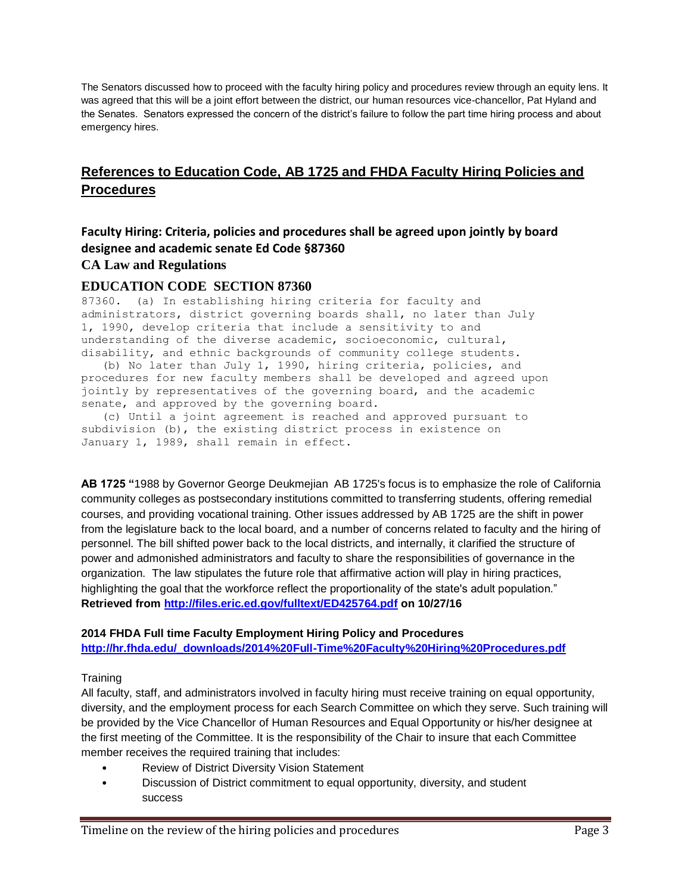The Senators discussed how to proceed with the faculty hiring policy and procedures review through an equity lens. It was agreed that this will be a joint effort between the district, our human resources vice-chancellor, Pat Hyland and the Senates. Senators expressed the concern of the district's failure to follow the part time hiring process and about emergency hires.

## References to Education Code, AB 1725 and FHDA Faculty Hiring Policies and Procedures

### Faculty Hiring: Criteria, policies and procedures shall be agreed upon jointly by board designee and academic senate Ed Code §87360

**CA Law and Regulations**

### EDUCATION CODE SECTION 87360

```
87360.  (a) In establishing hiring criteria for faculty and
administrators, district governing boards shall, no later than July
1, 1990, develop criteria that include a sensitivity to and
understanding of the diverse academic, socioeconomic, cultural,
disability, and ethnic backgrounds of community college students.
   (b) No later than July 1, 1990, hiring criteria, policies, and
procedures for new faculty members shall be developed and agreed upon
jointly by representatives of the governing board, and the academic
senate, and approved by the governing board.
   (c) Until a joint agreement is reached and approved pursuant to
subdivision (b), the existing district process in existence on
January 1, 1989, shall remain in effect.
```

**AB 1725 "**1988 by Governor George Deukmejian AB 1725's focus is to emphasize the role of California community colleges as postsecondary institutions committed to transferring students, offering remedial courses, and providing vocational training. Other issues addressed by AB 1725 are the shift in power from the legislature back to the local board, and a number of concerns related to faculty and the hiring of personnel. The bill shifted power back to the local districts, and internally, it clarified the structure of power and admonished administrators and faculty to share the responsibilities of governance in the organization. The law stipulates the future role that affirmative action will play in hiring practices, highlighting the goal that the workforce reflect the proportionality of the state's adult population." **Retrieved from http://files.eric.ed.gov/fulltext/ED425764.pdf on 10/27/16**

**2014 FHDA Full time Faculty Employment Hiring Policy and Procedures**
**http://hr.fhda.edu/_downloads/2014%20Full-Time%20Faculty%20Hiring%20Procedures.pdf**

Training

All faculty, staff, and administrators involved in faculty hiring must receive training on equal opportunity, diversity, and the employment process for each Search Committee on which they serve. Such training will be provided by the Vice Chancellor of Human Resources and Equal Opportunity or his/her designee at the first meeting of the Committee. It is the responsibility of the Chair to insure that each Committee member receives the required training that includes:

- Review of District Diversity Vision Statement
- Discussion of District commitment to equal opportunity, diversity, and student success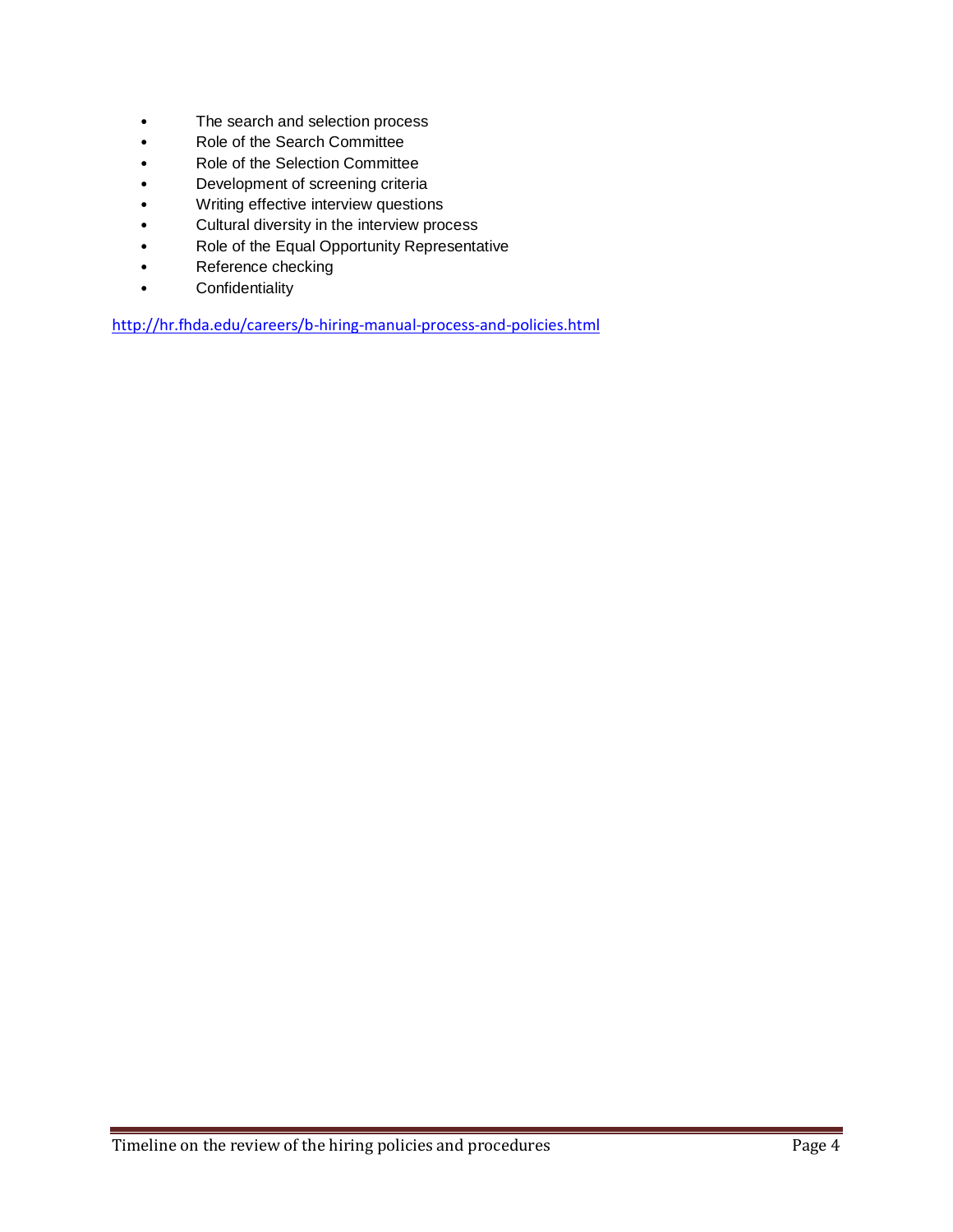- The search and selection process
- Role of the Search Committee
- Role of the Selection Committee
- Development of screening criteria
- Writing effective interview questions
- Cultural diversity in the interview process
- Role of the Equal Opportunity Representative
- Reference checking
- Confidentiality

http://hr.fhda.edu/careers/b-hiring-manual-process-and-policies.html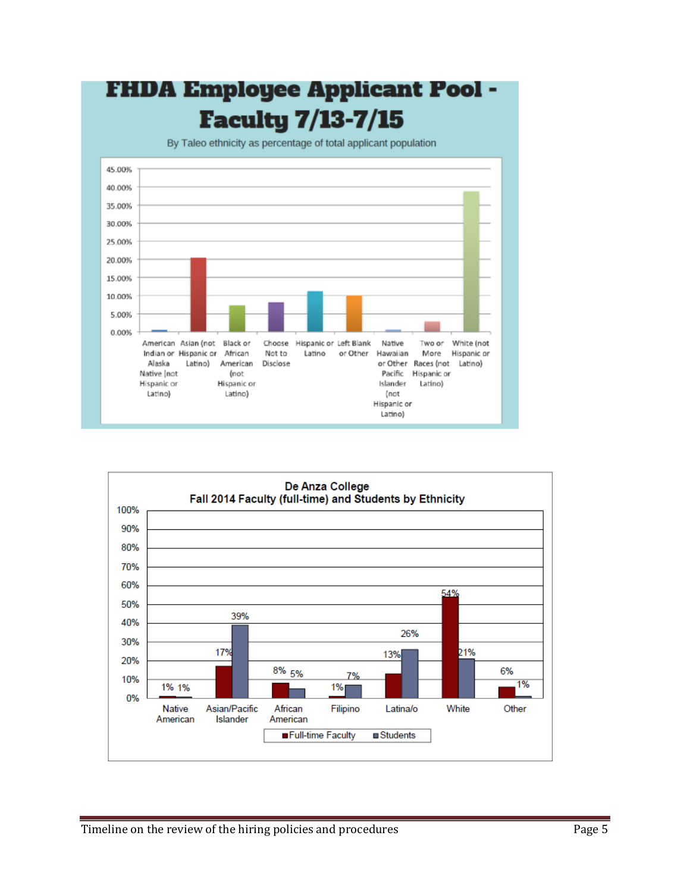# FHDA Employee Applicant Pool - Faculty 7/13-7/15

By Taleo ethnicity as percentage of total applicant population

| Ethnicity | Percentage (approx.) |
|---|---|
| American Indian or Alaska Native (not Hispanic or Latino) | ~0.5% |
| Asian (not Hispanic or Latino) | ~20.5% |
| Black or African American (not Hispanic or Latino) | ~7.3% |
| Choose Not to Disclose | ~8% |
| Hispanic or Latino | ~11% |
| Left Blank or Other | ~10% |
| Native Hawaiian or Other Pacific Islander (not Hispanic or Latino) | ~0.5% |
| Two or More Races (not Hispanic or Latino) | ~3% |
| White (not Hispanic or Latino) | ~39% |

**De Anza College**
**Fall 2014 Faculty (full-time) and Students by Ethnicity**

| Ethnicity | Full-time Faculty | Students |
|---|---|---|
| Native American | 1% | 1% |
| Asian/Pacific Islander | 17% | 39% |
| African American | 8% | 5% |
| Filipino | 1% | 7% |
| Latina/o | 13% | 26% |
| White | 54% | 21% |
| Other | 6% | 1% |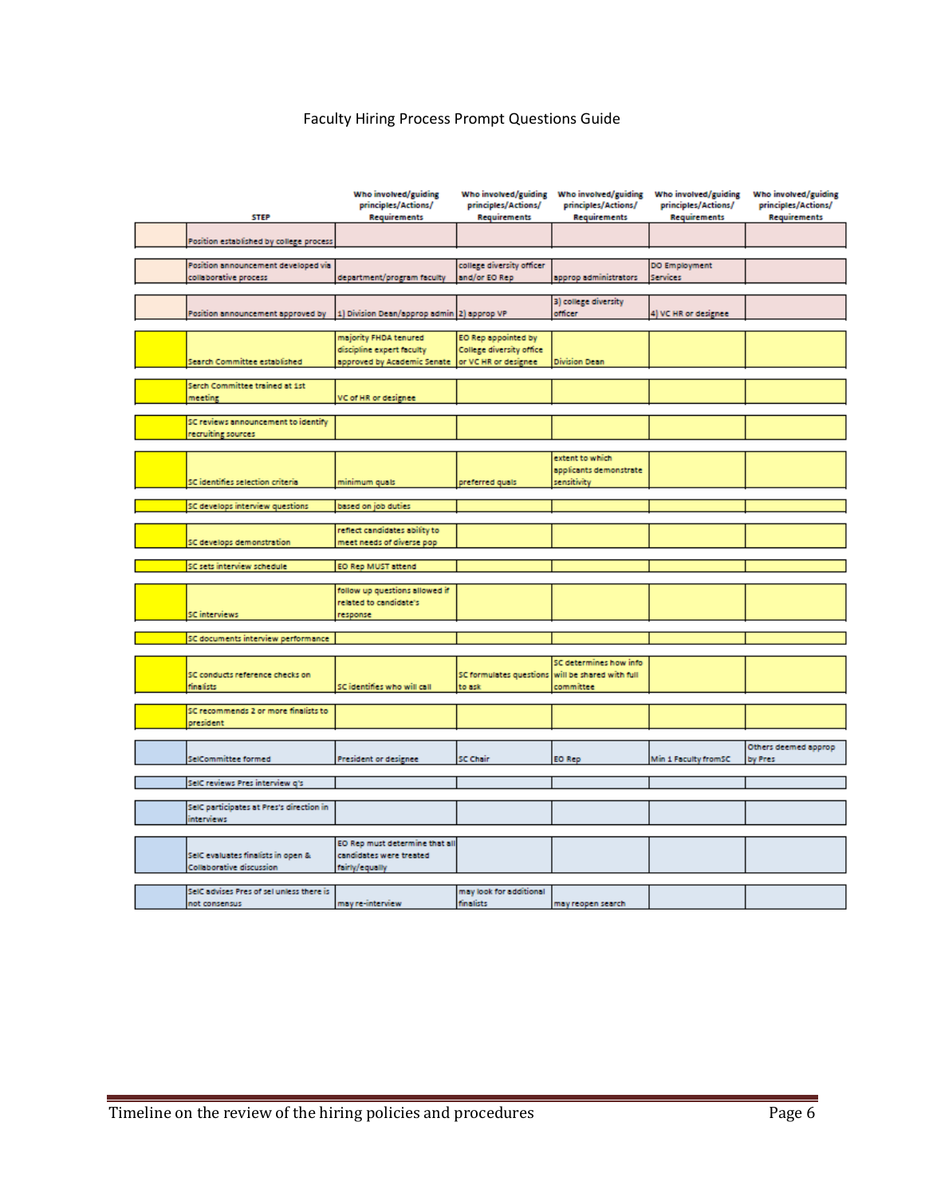Faculty Hiring Process Prompt Questions Guide

| | STEP | Who involved/guiding principles/Actions/ Requirements | Who involved/guiding principles/Actions/ Requirements | Who involved/guiding principles/Actions/ Requirements | Who involved/guiding principles/Actions/ Requirements | Who involved/guiding principles/Actions/ Requirements |
|---|---|---|---|---|---|---|
| | Position established by college process | | | | | |
| | Position announcement developed via collaborative process | department/program faculty | college diversity officer and/or EO Rep | approp administrators | DO Employment Services | |
| | Position announcement approved by | 1) Division Dean/approp admin | 2) approp VP | 3) college diversity officer | 4) VC HR or designee | |
| | Search Committee established | majority FHDA tenured discipline expert faculty approved by Academic Senate | EO Rep appointed by College diversity office or VC HR or designee | Division Dean | | |
| | Serch Committee trained at 1st meeting | VC of HR or designee | | | | |
| | SC reviews announcement to identify recruiting sources | | | | | |
| | SC identifies selection criteria | minimum quals | preferred quals | extent to which applicants demonstrate sensitivity | | |
| | SC develops interview questions | based on job duties | | | | |
| | SC develops demonstration | reflect candidates ability to meet needs of diverse pop | | | | |
| | SC sets interview schedule | EO Rep MUST attend | | | | |
| | SC interviews | follow up questions allowed if related to candidate's response | | | | |
| | SC documents interview performance | | | | | |
| | SC conducts reference checks on finalists | SC identifies who will call | SC formulates questions to ask | SC determines how info will be shared with full committee | | |
| | SC recommends 2 or more finalists to president | | | | | |
| | SelCommittee formed | President or designee | SC Chair | EO Rep | Min 1 Faculty fromSC | Others deemed approp by Pres |
| | SelC reviews Pres interview q's | | | | | |
| | SelC participates at Pres's direction in interviews | | | | | |
| | SelC evaluates finalists in open & Collaborative discussion | EO Rep must determine that all candidates were treated fairly/equally | | | | |
| | SelC advises Pres of sel unless there is not consensus | may re-interview | may look for additional finalists | may reopen search | | |